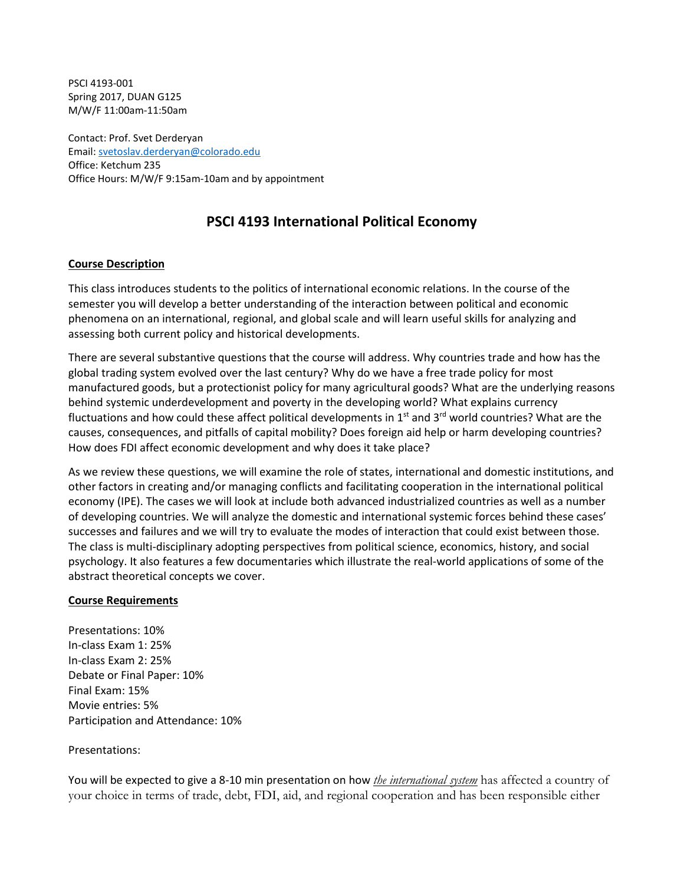PSCI 4193-001
Spring 2017, DUAN G125
M/W/F 11:00am-11:50am

Contact: Prof. Svet Derderyan
Email: svetoslav.derderyan@colorado.edu
Office: Ketchum 235
Office Hours: M/W/F 9:15am-10am and by appointment

# PSCI 4193 International Political Economy

## Course Description

This class introduces students to the politics of international economic relations. In the course of the semester you will develop a better understanding of the interaction between political and economic phenomena on an international, regional, and global scale and will learn useful skills for analyzing and assessing both current policy and historical developments.

There are several substantive questions that the course will address. Why countries trade and how has the global trading system evolved over the last century? Why do we have a free trade policy for most manufactured goods, but a protectionist policy for many agricultural goods? What are the underlying reasons behind systemic underdevelopment and poverty in the developing world? What explains currency fluctuations and how could these affect political developments in 1st and 3rd world countries? What are the causes, consequences, and pitfalls of capital mobility? Does foreign aid help or harm developing countries? How does FDI affect economic development and why does it take place?

As we review these questions, we will examine the role of states, international and domestic institutions, and other factors in creating and/or managing conflicts and facilitating cooperation in the international political economy (IPE). The cases we will look at include both advanced industrialized countries as well as a number of developing countries. We will analyze the domestic and international systemic forces behind these cases' successes and failures and we will try to evaluate the modes of interaction that could exist between those. The class is multi-disciplinary adopting perspectives from political science, economics, history, and social psychology. It also features a few documentaries which illustrate the real-world applications of some of the abstract theoretical concepts we cover.

## Course Requirements

Presentations: 10%
In-class Exam 1: 25%
In-class Exam 2: 25%
Debate or Final Paper: 10%
Final Exam: 15%
Movie entries: 5%
Participation and Attendance: 10%

Presentations:

You will be expected to give a 8-10 min presentation on how ***the international system*** has affected a country of your choice in terms of trade, debt, FDI, aid, and regional cooperation and has been responsible either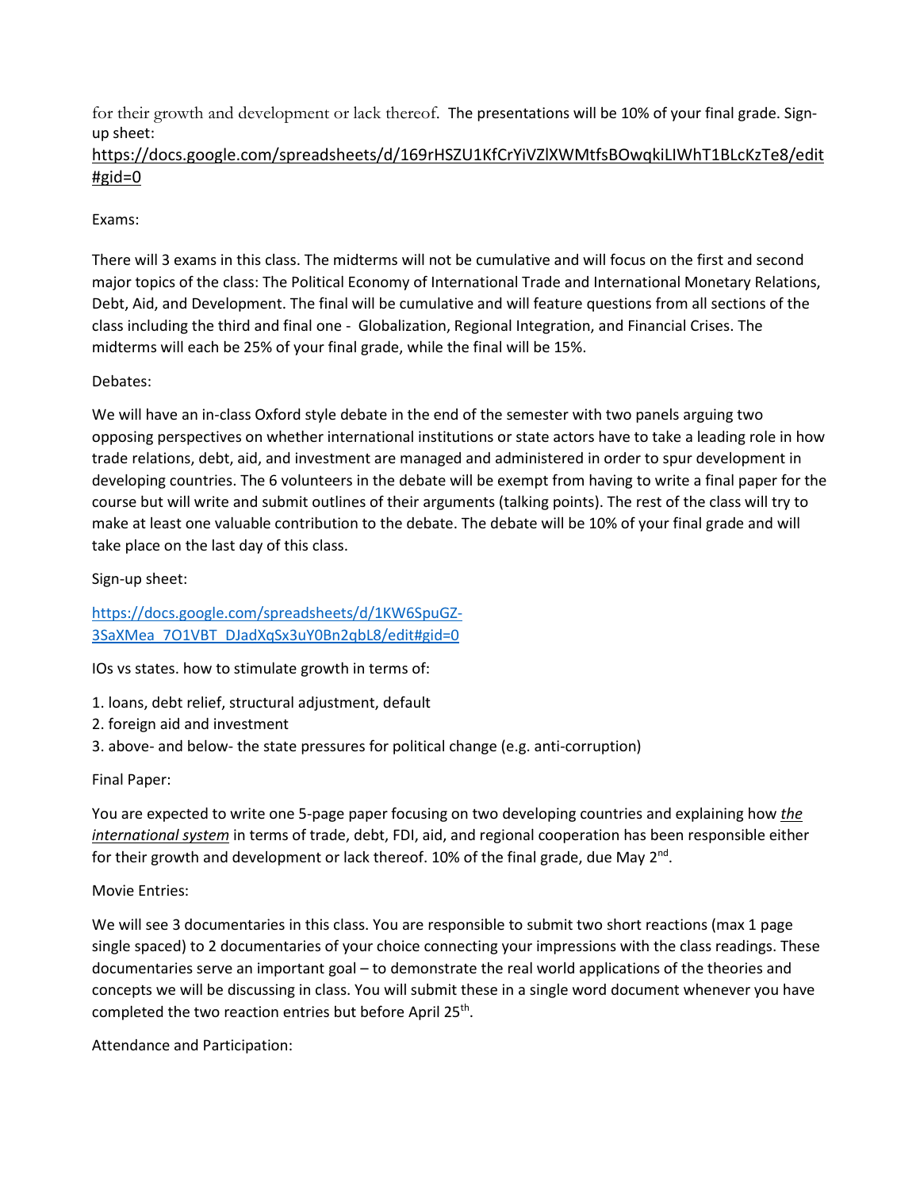for their growth and development or lack thereof. The presentations will be 10% of your final grade. Sign-up sheet:
https://docs.google.com/spreadsheets/d/169rHSZU1KfCrYiVZlXWMtfsBOwqkiLIWhT1BLcKzTe8/edit#gid=0

Exams:

There will 3 exams in this class. The midterms will not be cumulative and will focus on the first and second major topics of the class: The Political Economy of International Trade and International Monetary Relations, Debt, Aid, and Development. The final will be cumulative and will feature questions from all sections of the class including the third and final one - Globalization, Regional Integration, and Financial Crises. The midterms will each be 25% of your final grade, while the final will be 15%.

Debates:

We will have an in-class Oxford style debate in the end of the semester with two panels arguing two opposing perspectives on whether international institutions or state actors have to take a leading role in how trade relations, debt, aid, and investment are managed and administered in order to spur development in developing countries. The 6 volunteers in the debate will be exempt from having to write a final paper for the course but will write and submit outlines of their arguments (talking points). The rest of the class will try to make at least one valuable contribution to the debate. The debate will be 10% of your final grade and will take place on the last day of this class.

Sign-up sheet:

https://docs.google.com/spreadsheets/d/1KW6SpuGZ-3SaXMea_7O1VBT_DJadXqSx3uY0Bn2qbL8/edit#gid=0

IOs vs states. how to stimulate growth in terms of:

1. loans, debt relief, structural adjustment, default
2. foreign aid and investment
3. above- and below- the state pressures for political change (e.g. anti-corruption)

Final Paper:

You are expected to write one 5-page paper focusing on two developing countries and explaining how ***the international system*** in terms of trade, debt, FDI, aid, and regional cooperation has been responsible either for their growth and development or lack thereof. 10% of the final grade, due May 2nd.

Movie Entries:

We will see 3 documentaries in this class. You are responsible to submit two short reactions (max 1 page single spaced) to 2 documentaries of your choice connecting your impressions with the class readings. These documentaries serve an important goal – to demonstrate the real world applications of the theories and concepts we will be discussing in class. You will submit these in a single word document whenever you have completed the two reaction entries but before April 25th.

Attendance and Participation: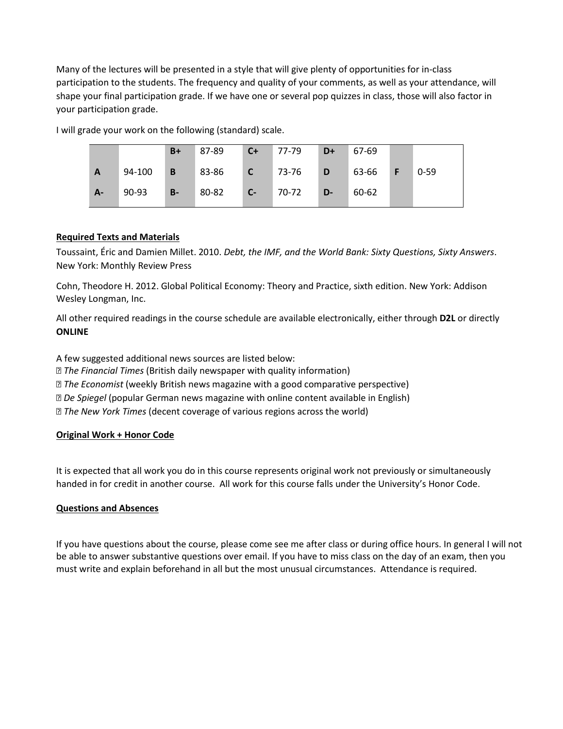Many of the lectures will be presented in a style that will give plenty of opportunities for in-class participation to the students. The frequency and quality of your comments, as well as your attendance, will shape your final participation grade. If we have one or several pop quizzes in class, those will also factor in your participation grade.

I will grade your work on the following (standard) scale.

| | | | | | | | | | |
|---|---|---|---|---|---|---|---|---|---|
| | | **B+** | 87-89 | **C+** | 77-79 | **D+** | 67-69 | | |
| **A** | 94-100 | **B** | 83-86 | **C** | 73-76 | **D** | 63-66 | **F** | 0-59 |
| **A-** | 90-93 | **B-** | 80-82 | **C-** | 70-72 | **D-** | 60-62 | | |

**Required Texts and Materials**

Toussaint, Éric and Damien Millet. 2010. *Debt, the IMF, and the World Bank: Sixty Questions, Sixty Answers*. New York: Monthly Review Press

Cohn, Theodore H. 2012. Global Political Economy: Theory and Practice, sixth edition. New York: Addison Wesley Longman, Inc.

All other required readings in the course schedule are available electronically, either through **D2L** or directly **ONLINE**

A few suggested additional news sources are listed below:

- *The Financial Times* (British daily newspaper with quality information)
- *The Economist* (weekly British news magazine with a good comparative perspective)
- *De Spiegel* (popular German news magazine with online content available in English)
- *The New York Times* (decent coverage of various regions across the world)

**Original Work + Honor Code**

It is expected that all work you do in this course represents original work not previously or simultaneously handed in for credit in another course. All work for this course falls under the University's Honor Code.

**Questions and Absences**

If you have questions about the course, please come see me after class or during office hours. In general I will not be able to answer substantive questions over email. If you have to miss class on the day of an exam, then you must write and explain beforehand in all but the most unusual circumstances. Attendance is required.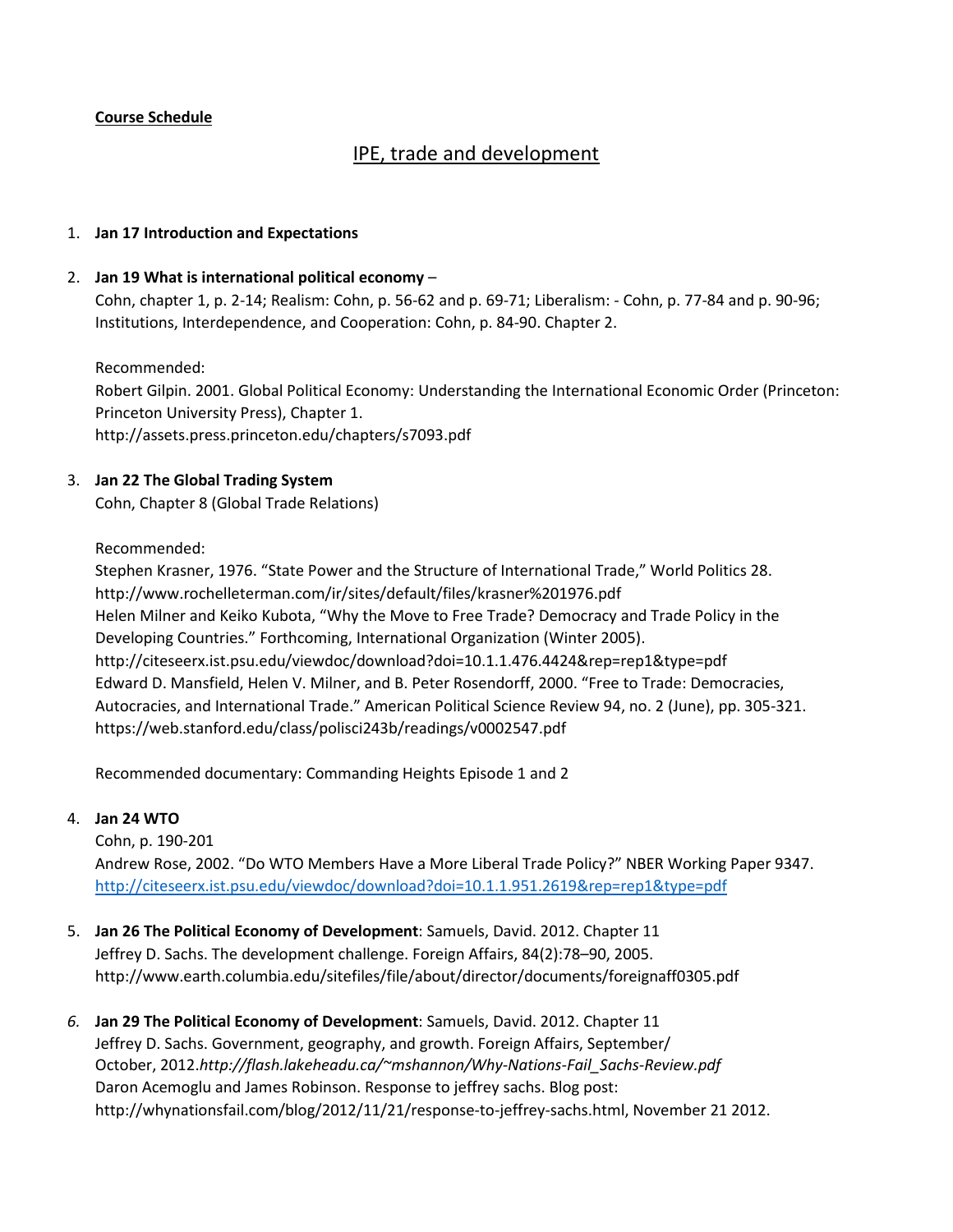**Course Schedule**

# IPE, trade and development

1. **Jan 17 Introduction and Expectations**

2. **Jan 19 What is international political economy** –
   Cohn, chapter 1, p. 2-14; Realism: Cohn, p. 56-62 and p. 69-71; Liberalism: - Cohn, p. 77-84 and p. 90-96; Institutions, Interdependence, and Cooperation: Cohn, p. 84-90. Chapter 2.

   Recommended:
   Robert Gilpin. 2001. Global Political Economy: Understanding the International Economic Order (Princeton: Princeton University Press), Chapter 1.
   http://assets.press.princeton.edu/chapters/s7093.pdf

3. **Jan 22 The Global Trading System**
   Cohn, Chapter 8 (Global Trade Relations)

   Recommended:
   Stephen Krasner, 1976. "State Power and the Structure of International Trade," World Politics 28.
   http://www.rochelleterman.com/ir/sites/default/files/krasner%201976.pdf
   Helen Milner and Keiko Kubota, "Why the Move to Free Trade? Democracy and Trade Policy in the Developing Countries." Forthcoming, International Organization (Winter 2005).
   http://citeseerx.ist.psu.edu/viewdoc/download?doi=10.1.1.476.4424&rep=rep1&type=pdf
   Edward D. Mansfield, Helen V. Milner, and B. Peter Rosendorff, 2000. "Free to Trade: Democracies, Autocracies, and International Trade." American Political Science Review 94, no. 2 (June), pp. 305-321.
   https://web.stanford.edu/class/polisci243b/readings/v0002547.pdf

   Recommended documentary: Commanding Heights Episode 1 and 2

4. **Jan 24 WTO**
   Cohn, p. 190-201
   Andrew Rose, 2002. "Do WTO Members Have a More Liberal Trade Policy?" NBER Working Paper 9347.
   http://citeseerx.ist.psu.edu/viewdoc/download?doi=10.1.1.951.2619&rep=rep1&type=pdf

5. **Jan 26 The Political Economy of Development**: Samuels, David. 2012. Chapter 11
   Jeffrey D. Sachs. The development challenge. Foreign Affairs, 84(2):78–90, 2005.
   http://www.earth.columbia.edu/sitefiles/file/about/director/documents/foreignaff0305.pdf

6. **Jan 29 The Political Economy of Development**: Samuels, David. 2012. Chapter 11
   Jeffrey D. Sachs. Government, geography, and growth. Foreign Affairs, September/ October, 2012.*http://flash.lakeheadu.ca/~mshannon/Why-Nations-Fail_Sachs-Review.pdf*
   Daron Acemoglu and James Robinson. Response to jeffrey sachs. Blog post: http://whynationsfail.com/blog/2012/11/21/response-to-jeffrey-sachs.html, November 21 2012.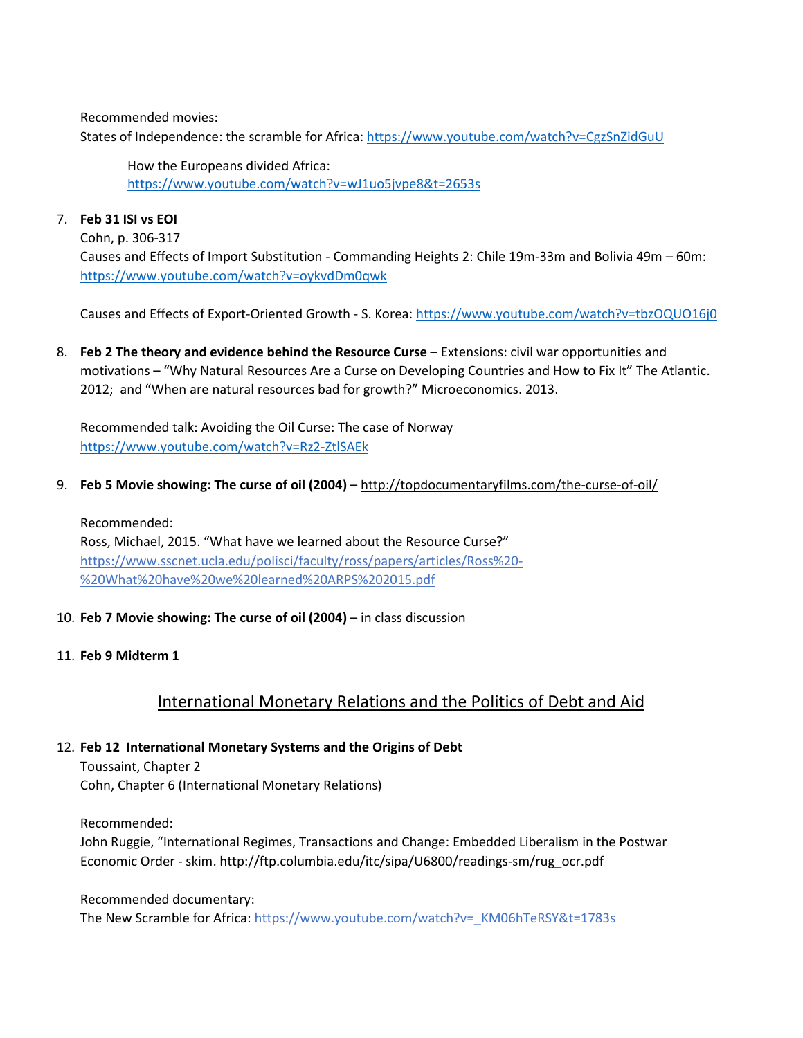Recommended movies:
States of Independence: the scramble for Africa: https://www.youtube.com/watch?v=CgzSnZidGuU

How the Europeans divided Africa:
https://www.youtube.com/watch?v=wJ1uo5jvpe8&t=2653s

7. **Feb 31 ISI vs EOI**
   Cohn, p. 306-317
   Causes and Effects of Import Substitution - Commanding Heights 2: Chile 19m-33m and Bolivia 49m – 60m: https://www.youtube.com/watch?v=oykvdDm0qwk

   Causes and Effects of Export-Oriented Growth - S. Korea: https://www.youtube.com/watch?v=tbzOQUO16j0

8. **Feb 2 The theory and evidence behind the Resource Curse** – Extensions: civil war opportunities and motivations – "Why Natural Resources Are a Curse on Developing Countries and How to Fix It" The Atlantic. 2012; and "When are natural resources bad for growth?" Microeconomics. 2013.

   Recommended talk: Avoiding the Oil Curse: The case of Norway
   https://www.youtube.com/watch?v=Rz2-ZtlSAEk

9. **Feb 5 Movie showing: The curse of oil (2004)** – http://topdocumentaryfilms.com/the-curse-of-oil/

   Recommended:
   Ross, Michael, 2015. "What have we learned about the Resource Curse?"
   https://www.sscnet.ucla.edu/polisci/faculty/ross/papers/articles/Ross%20-%20What%20have%20we%20learned%20ARPS%202015.pdf

10. **Feb 7 Movie showing: The curse of oil (2004)** – in class discussion

11. **Feb 9 Midterm 1**

## International Monetary Relations and the Politics of Debt and Aid

12. **Feb 12 International Monetary Systems and the Origins of Debt**
    Toussaint, Chapter 2
    Cohn, Chapter 6 (International Monetary Relations)

    Recommended:
    John Ruggie, "International Regimes, Transactions and Change: Embedded Liberalism in the Postwar Economic Order - skim. http://ftp.columbia.edu/itc/sipa/U6800/readings-sm/rug_ocr.pdf

    Recommended documentary:
    The New Scramble for Africa: https://www.youtube.com/watch?v=_KM06hTeRSY&t=1783s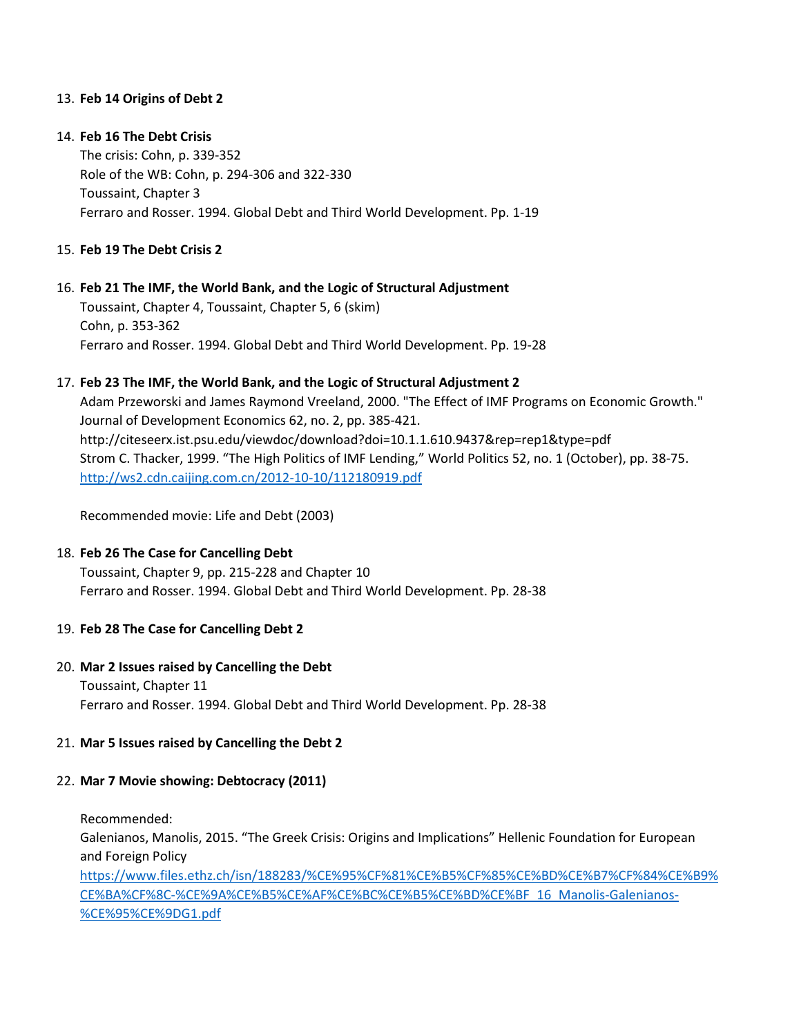13. **Feb 14 Origins of Debt 2**

14. **Feb 16 The Debt Crisis**
    The crisis: Cohn, p. 339-352
    Role of the WB: Cohn, p. 294-306 and 322-330
    Toussaint, Chapter 3
    Ferraro and Rosser. 1994. Global Debt and Third World Development. Pp. 1-19

15. **Feb 19 The Debt Crisis 2**

16. **Feb 21 The IMF, the World Bank, and the Logic of Structural Adjustment**
    Toussaint, Chapter 4, Toussaint, Chapter 5, 6 (skim)
    Cohn, p. 353-362
    Ferraro and Rosser. 1994. Global Debt and Third World Development. Pp. 19-28

17. **Feb 23 The IMF, the World Bank, and the Logic of Structural Adjustment 2**
    Adam Przeworski and James Raymond Vreeland, 2000. "The Effect of IMF Programs on Economic Growth." Journal of Development Economics 62, no. 2, pp. 385-421.
    http://citeseerx.ist.psu.edu/viewdoc/download?doi=10.1.1.610.9437&rep=rep1&type=pdf
    Strom C. Thacker, 1999. "The High Politics of IMF Lending," World Politics 52, no. 1 (October), pp. 38-75.
    http://ws2.cdn.caijing.com.cn/2012-10-10/112180919.pdf

    Recommended movie: Life and Debt (2003)

18. **Feb 26 The Case for Cancelling Debt**
    Toussaint, Chapter 9, pp. 215-228 and Chapter 10
    Ferraro and Rosser. 1994. Global Debt and Third World Development. Pp. 28-38

19. **Feb 28 The Case for Cancelling Debt 2**

20. **Mar 2 Issues raised by Cancelling the Debt**
    Toussaint, Chapter 11
    Ferraro and Rosser. 1994. Global Debt and Third World Development. Pp. 28-38

21. **Mar 5 Issues raised by Cancelling the Debt 2**

22. **Mar 7 Movie showing: Debtocracy (2011)**

    Recommended:
    Galenianos, Manolis, 2015. "The Greek Crisis: Origins and Implications" Hellenic Foundation for European and Foreign Policy
    https://www.files.ethz.ch/isn/188283/%CE%95%CF%81%CE%B5%CF%85%CE%BD%CE%B7%CF%84%CE%B9%CE%BA%CF%8C-%CE%9A%CE%B5%CE%AF%CE%BC%CE%B5%CE%BD%CE%BF_16_Manolis-Galenianos-%CE%95%CE%9DG1.pdf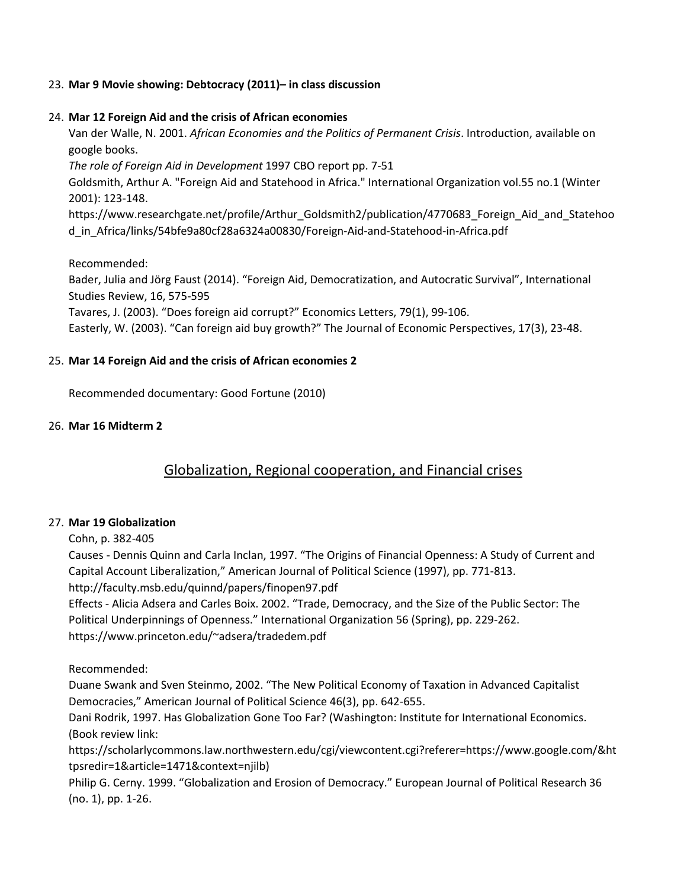23. **Mar 9 Movie showing: Debtocracy (2011)– in class discussion**

24. **Mar 12 Foreign Aid and the crisis of African economies**

    Van der Walle, N. 2001. *African Economies and the Politics of Permanent Crisis*. Introduction, available on google books.

    *The role of Foreign Aid in Development* 1997 CBO report pp. 7-51

    Goldsmith, Arthur A. "Foreign Aid and Statehood in Africa." International Organization vol.55 no.1 (Winter 2001): 123-148.
    https://www.researchgate.net/profile/Arthur_Goldsmith2/publication/4770683_Foreign_Aid_and_Statehood_in_Africa/links/54bfe9a80cf28a6324a00830/Foreign-Aid-and-Statehood-in-Africa.pdf

    Recommended:

    Bader, Julia and Jörg Faust (2014). "Foreign Aid, Democratization, and Autocratic Survival", International Studies Review, 16, 575-595

    Tavares, J. (2003). "Does foreign aid corrupt?" Economics Letters, 79(1), 99-106.

    Easterly, W. (2003). "Can foreign aid buy growth?" The Journal of Economic Perspectives, 17(3), 23-48.

25. **Mar 14 Foreign Aid and the crisis of African economies 2**

    Recommended documentary: Good Fortune (2010)

26. **Mar 16 Midterm 2**

## Globalization, Regional cooperation, and Financial crises

27. **Mar 19 Globalization**

    Cohn, p. 382-405

    Causes - Dennis Quinn and Carla Inclan, 1997. "The Origins of Financial Openness: A Study of Current and Capital Account Liberalization," American Journal of Political Science (1997), pp. 771-813.
    http://faculty.msb.edu/quinnd/papers/finopen97.pdf

    Effects - Alicia Adsera and Carles Boix. 2002. "Trade, Democracy, and the Size of the Public Sector: The Political Underpinnings of Openness." International Organization 56 (Spring), pp. 229-262.
    https://www.princeton.edu/~adsera/tradedem.pdf

    Recommended:

    Duane Swank and Sven Steinmo, 2002. "The New Political Economy of Taxation in Advanced Capitalist Democracies," American Journal of Political Science 46(3), pp. 642-655.

    Dani Rodrik, 1997. Has Globalization Gone Too Far? (Washington: Institute for International Economics. (Book review link:
    https://scholarlycommons.law.northwestern.edu/cgi/viewcontent.cgi?referer=https://www.google.com/&httpsredir=1&article=1471&context=njilb)

    Philip G. Cerny. 1999. "Globalization and Erosion of Democracy." European Journal of Political Research 36 (no. 1), pp. 1-26.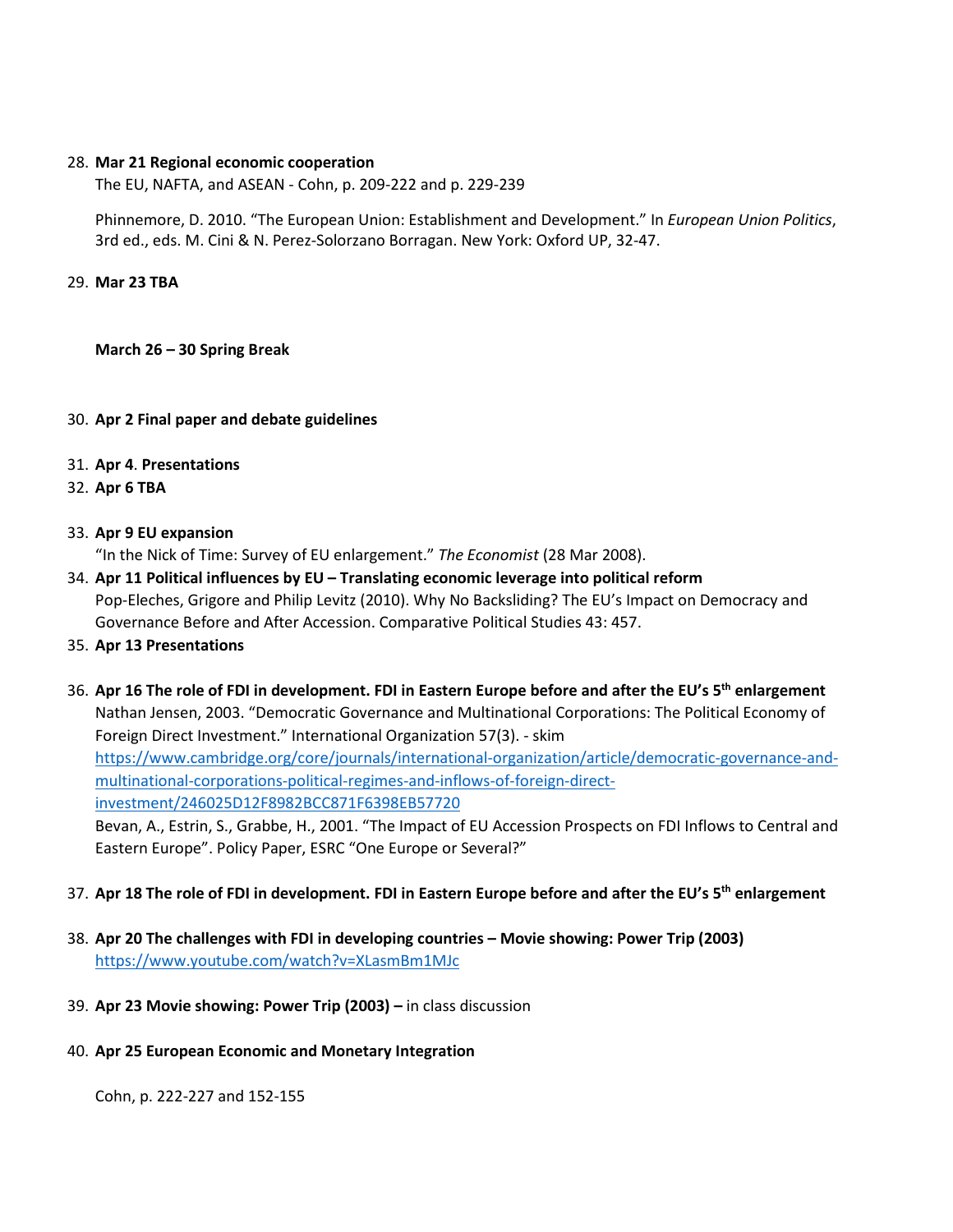28. **Mar 21 Regional economic cooperation**

    The EU, NAFTA, and ASEAN - Cohn, p. 209-222 and p. 229-239

    Phinnemore, D. 2010. "The European Union: Establishment and Development." In *European Union Politics*, 3rd ed., eds. M. Cini & N. Perez-Solorzano Borragan. New York: Oxford UP, 32-47.

29. **Mar 23 TBA**

    **March 26 – 30 Spring Break**

30. **Apr 2 Final paper and debate guidelines**

31. **Apr 4**. **Presentations**

32. **Apr 6 TBA**

33. **Apr 9 EU expansion**

    "In the Nick of Time: Survey of EU enlargement." *The Economist* (28 Mar 2008).

34. **Apr 11 Political influences by EU – Translating economic leverage into political reform**

    Pop-Eleches, Grigore and Philip Levitz (2010). Why No Backsliding? The EU's Impact on Democracy and Governance Before and After Accession. Comparative Political Studies 43: 457.

35. **Apr 13 Presentations**

36. **Apr 16 The role of FDI in development. FDI in Eastern Europe before and after the EU's 5th enlargement**

    Nathan Jensen, 2003. "Democratic Governance and Multinational Corporations: The Political Economy of Foreign Direct Investment." International Organization 57(3). - skim

    https://www.cambridge.org/core/journals/international-organization/article/democratic-governance-and-multinational-corporations-political-regimes-and-inflows-of-foreign-direct-investment/246025D12F8982BCC871F6398EB57720

    Bevan, A., Estrin, S., Grabbe, H., 2001. "The Impact of EU Accession Prospects on FDI Inflows to Central and Eastern Europe". Policy Paper, ESRC "One Europe or Several?"

37. **Apr 18 The role of FDI in development. FDI in Eastern Europe before and after the EU's 5th enlargement**

38. **Apr 20 The challenges with FDI in developing countries – Movie showing: Power Trip (2003)**

    https://www.youtube.com/watch?v=XLasmBm1MJc

39. **Apr 23 Movie showing: Power Trip (2003) –** in class discussion

40. **Apr 25 European Economic and Monetary Integration**

    Cohn, p. 222-227 and 152-155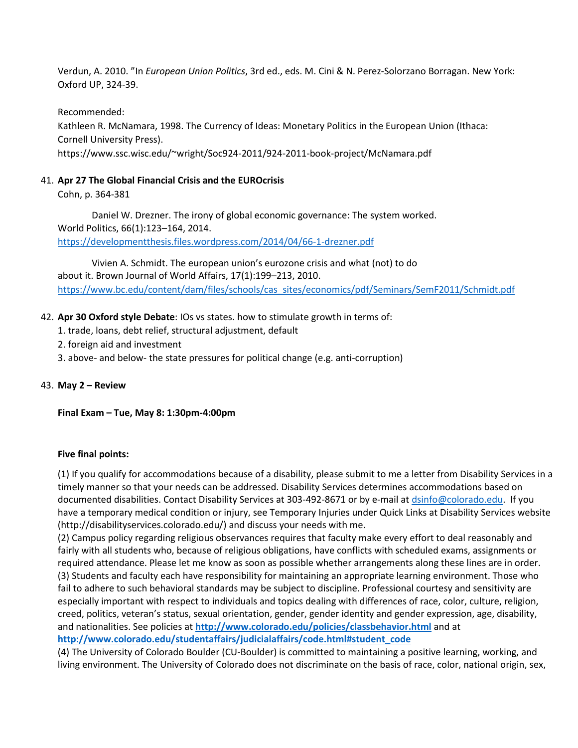Verdun, A. 2010. "In *European Union Politics*, 3rd ed., eds. M. Cini & N. Perez-Solorzano Borragan. New York: Oxford UP, 324-39.

Recommended:
Kathleen R. McNamara, 1998. The Currency of Ideas: Monetary Politics in the European Union (Ithaca: Cornell University Press).
https://www.ssc.wisc.edu/~wright/Soc924-2011/924-2011-book-project/McNamara.pdf

41. **Apr 27 The Global Financial Crisis and the EUROcrisis**
    Cohn, p. 364-381

    Daniel W. Drezner. The irony of global economic governance: The system worked. World Politics, 66(1):123–164, 2014.
    https://developmentthesis.files.wordpress.com/2014/04/66-1-drezner.pdf

    Vivien A. Schmidt. The european union's eurozone crisis and what (not) to do about it. Brown Journal of World Affairs, 17(1):199–213, 2010.
    https://www.bc.edu/content/dam/files/schools/cas_sites/economics/pdf/Seminars/SemF2011/Schmidt.pdf

42. **Apr 30 Oxford style Debate**: IOs vs states. how to stimulate growth in terms of:
    1. trade, loans, debt relief, structural adjustment, default
    2. foreign aid and investment
    3. above- and below- the state pressures for political change (e.g. anti-corruption)

43. **May 2 – Review**

**Final Exam – Tue, May 8: 1:30pm-4:00pm**

**Five final points:**

(1) If you qualify for accommodations because of a disability, please submit to me a letter from Disability Services in a timely manner so that your needs can be addressed. Disability Services determines accommodations based on documented disabilities. Contact Disability Services at 303-492-8671 or by e-mail at dsinfo@colorado.edu. If you have a temporary medical condition or injury, see Temporary Injuries under Quick Links at Disability Services website (http://disabilityservices.colorado.edu/) and discuss your needs with me.
(2) Campus policy regarding religious observances requires that faculty make every effort to deal reasonably and fairly with all students who, because of religious obligations, have conflicts with scheduled exams, assignments or required attendance. Please let me know as soon as possible whether arrangements along these lines are in order.
(3) Students and faculty each have responsibility for maintaining an appropriate learning environment. Those who fail to adhere to such behavioral standards may be subject to discipline. Professional courtesy and sensitivity are especially important with respect to individuals and topics dealing with differences of race, color, culture, religion, creed, politics, veteran's status, sexual orientation, gender, gender identity and gender expression, age, disability, and nationalities. See policies at **http://www.colorado.edu/policies/classbehavior.html** and at **http://www.colorado.edu/studentaffairs/judicialaffairs/code.html#student_code**
(4) The University of Colorado Boulder (CU-Boulder) is committed to maintaining a positive learning, working, and living environment. The University of Colorado does not discriminate on the basis of race, color, national origin, sex,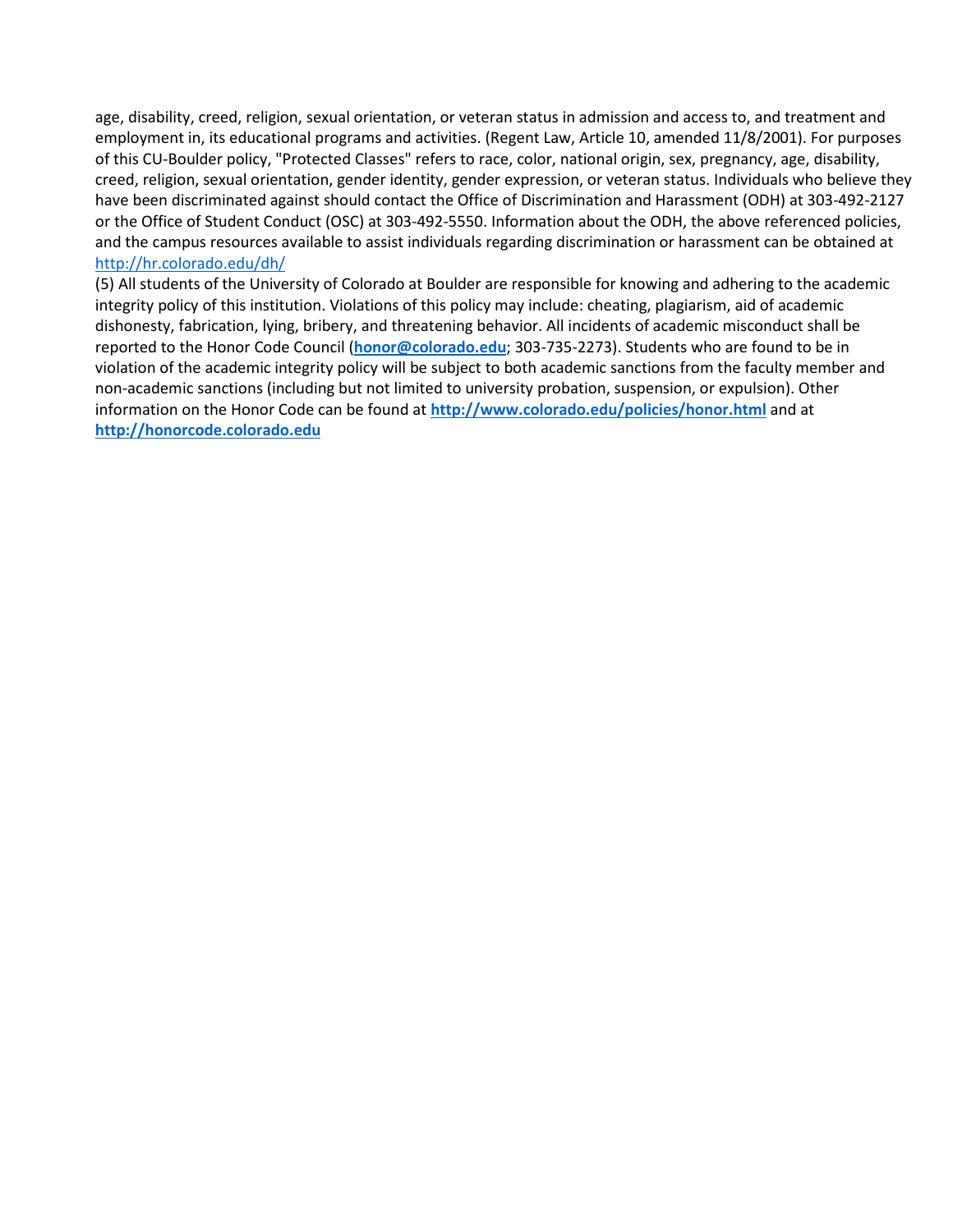age, disability, creed, religion, sexual orientation, or veteran status in admission and access to, and treatment and employment in, its educational programs and activities. (Regent Law, Article 10, amended 11/8/2001). For purposes of this CU-Boulder policy, "Protected Classes" refers to race, color, national origin, sex, pregnancy, age, disability, creed, religion, sexual orientation, gender identity, gender expression, or veteran status. Individuals who believe they have been discriminated against should contact the Office of Discrimination and Harassment (ODH) at 303-492-2127 or the Office of Student Conduct (OSC) at 303-492-5550. Information about the ODH, the above referenced policies, and the campus resources available to assist individuals regarding discrimination or harassment can be obtained at http://hr.colorado.edu/dh/

(5) All students of the University of Colorado at Boulder are responsible for knowing and adhering to the academic integrity policy of this institution. Violations of this policy may include: cheating, plagiarism, aid of academic dishonesty, fabrication, lying, bribery, and threatening behavior. All incidents of academic misconduct shall be reported to the Honor Code Council (**honor@colorado.edu**; 303-735-2273). Students who are found to be in violation of the academic integrity policy will be subject to both academic sanctions from the faculty member and non-academic sanctions (including but not limited to university probation, suspension, or expulsion). Other information on the Honor Code can be found at **http://www.colorado.edu/policies/honor.html** and at **http://honorcode.colorado.edu**